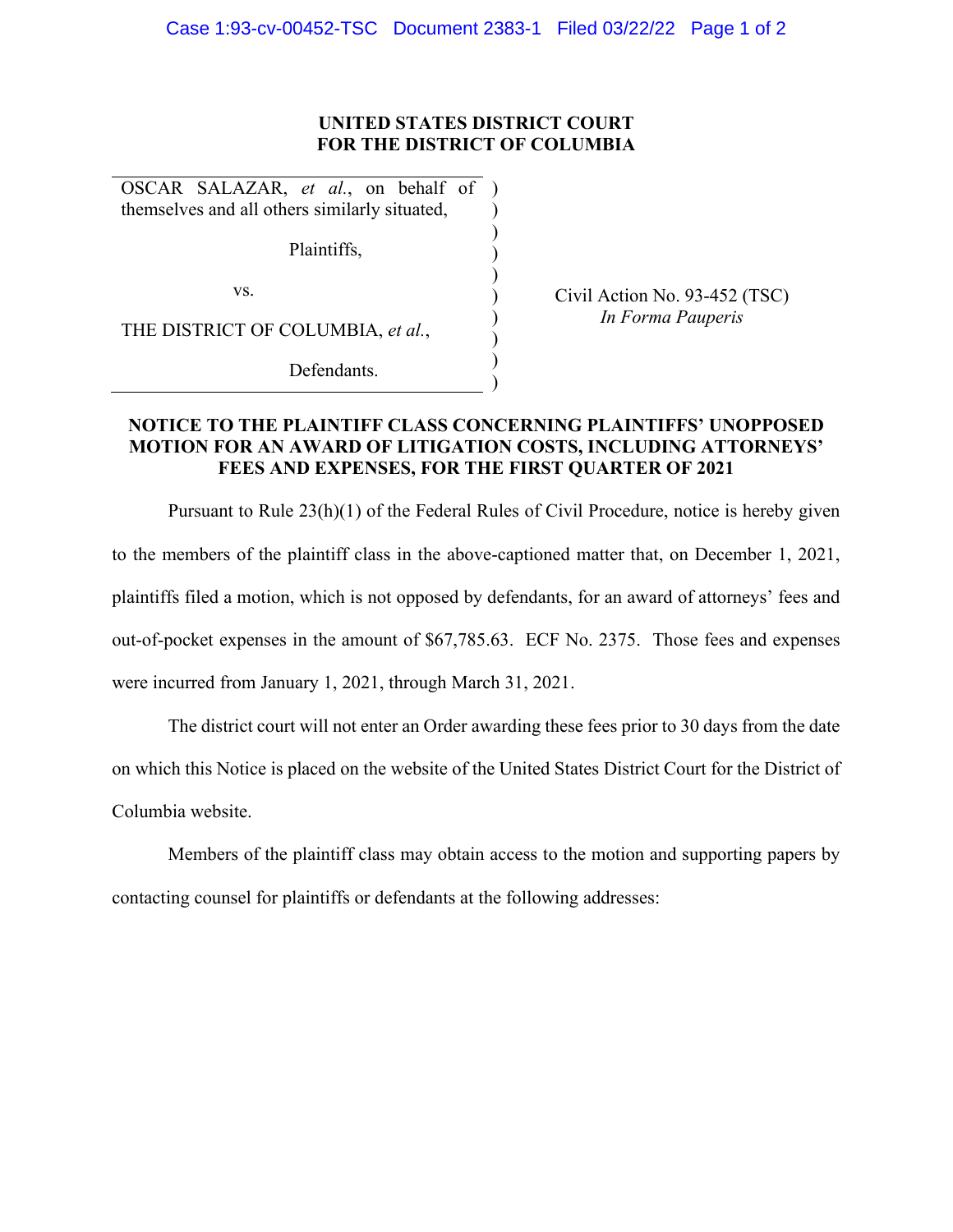**UNITED STATES DISTRICT COURT**
**FOR THE DISTRICT OF COLUMBIA**

| | | |
|---|---|---|
| OSCAR SALAZAR, *et al.*, on behalf of themselves and all others similarly situated, | ) | |
| Plaintiffs, | ) | |
| vs. | ) | Civil Action No. 93-452 (TSC) *In Forma Pauperis* |
| THE DISTRICT OF COLUMBIA, *et al.*, | ) | |
| Defendants. | ) | |

**NOTICE TO THE PLAINTIFF CLASS CONCERNING PLAINTIFFS' UNOPPOSED MOTION FOR AN AWARD OF LITIGATION COSTS, INCLUDING ATTORNEYS' FEES AND EXPENSES, FOR THE FIRST QUARTER OF 2021**

Pursuant to Rule 23(h)(1) of the Federal Rules of Civil Procedure, notice is hereby given to the members of the plaintiff class in the above-captioned matter that, on December 1, 2021, plaintiffs filed a motion, which is not opposed by defendants, for an award of attorneys' fees and out-of-pocket expenses in the amount of $67,785.63. ECF No. 2375. Those fees and expenses were incurred from January 1, 2021, through March 31, 2021.

The district court will not enter an Order awarding these fees prior to 30 days from the date on which this Notice is placed on the website of the United States District Court for the District of Columbia website.

Members of the plaintiff class may obtain access to the motion and supporting papers by contacting counsel for plaintiffs or defendants at the following addresses: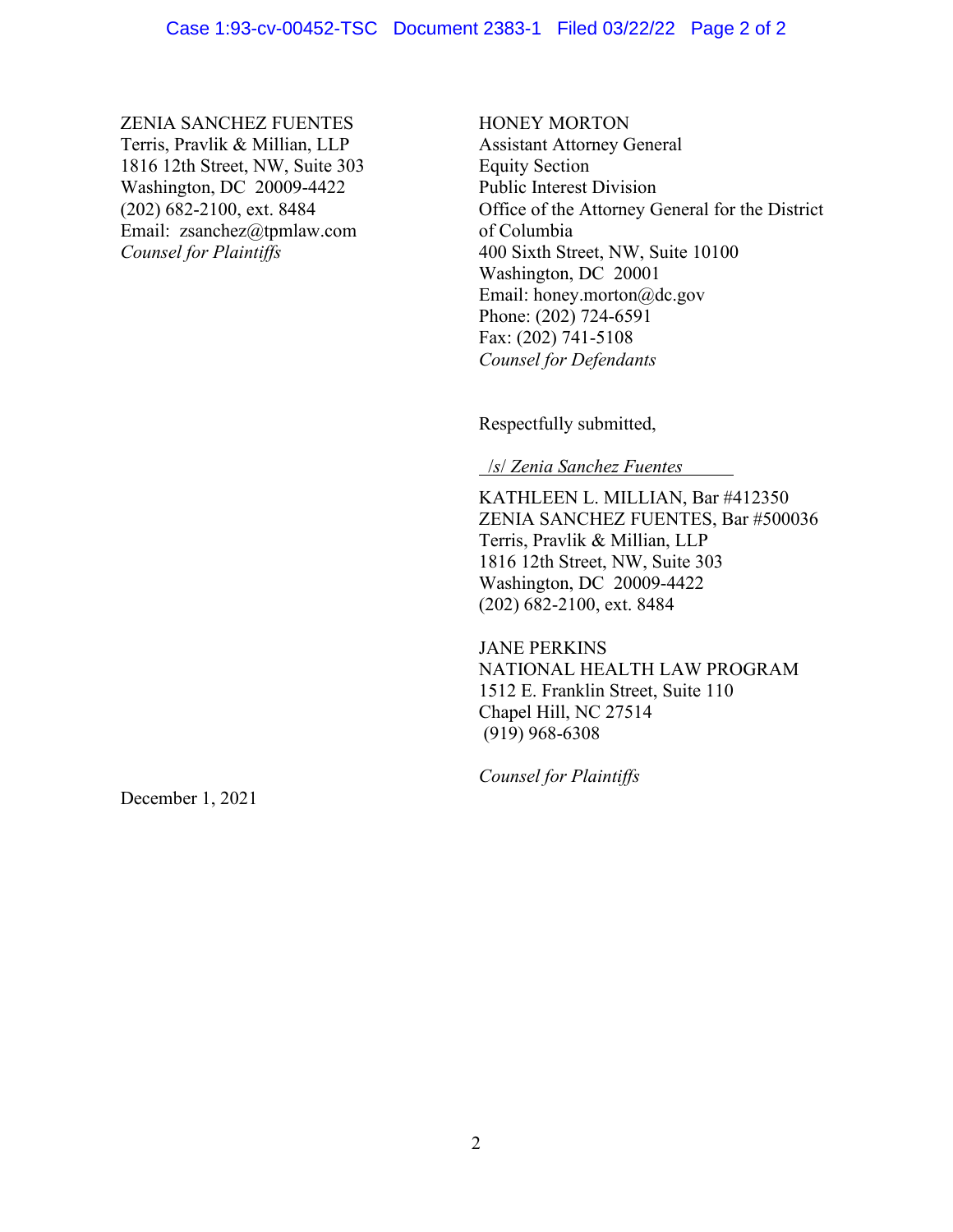ZENIA SANCHEZ FUENTES
Terris, Pravlik & Millian, LLP
1816 12th Street, NW, Suite 303
Washington, DC 20009-4422
(202) 682-2100, ext. 8484
Email: zsanchez@tpmlaw.com
*Counsel for Plaintiffs*

HONEY MORTON
Assistant Attorney General
Equity Section
Public Interest Division
Office of the Attorney General for the District of Columbia
400 Sixth Street, NW, Suite 10100
Washington, DC 20001
Email: honey.morton@dc.gov
Phone: (202) 724-6591
Fax: (202) 741-5108
*Counsel for Defendants*

Respectfully submitted,

*/s/ Zenia Sanchez Fuentes*

KATHLEEN L. MILLIAN, Bar #412350
ZENIA SANCHEZ FUENTES, Bar #500036
Terris, Pravlik & Millian, LLP
1816 12th Street, NW, Suite 303
Washington, DC 20009-4422
(202) 682-2100, ext. 8484

JANE PERKINS
NATIONAL HEALTH LAW PROGRAM
1512 E. Franklin Street, Suite 110
Chapel Hill, NC 27514
(919) 968-6308

*Counsel for Plaintiffs*

December 1, 2021